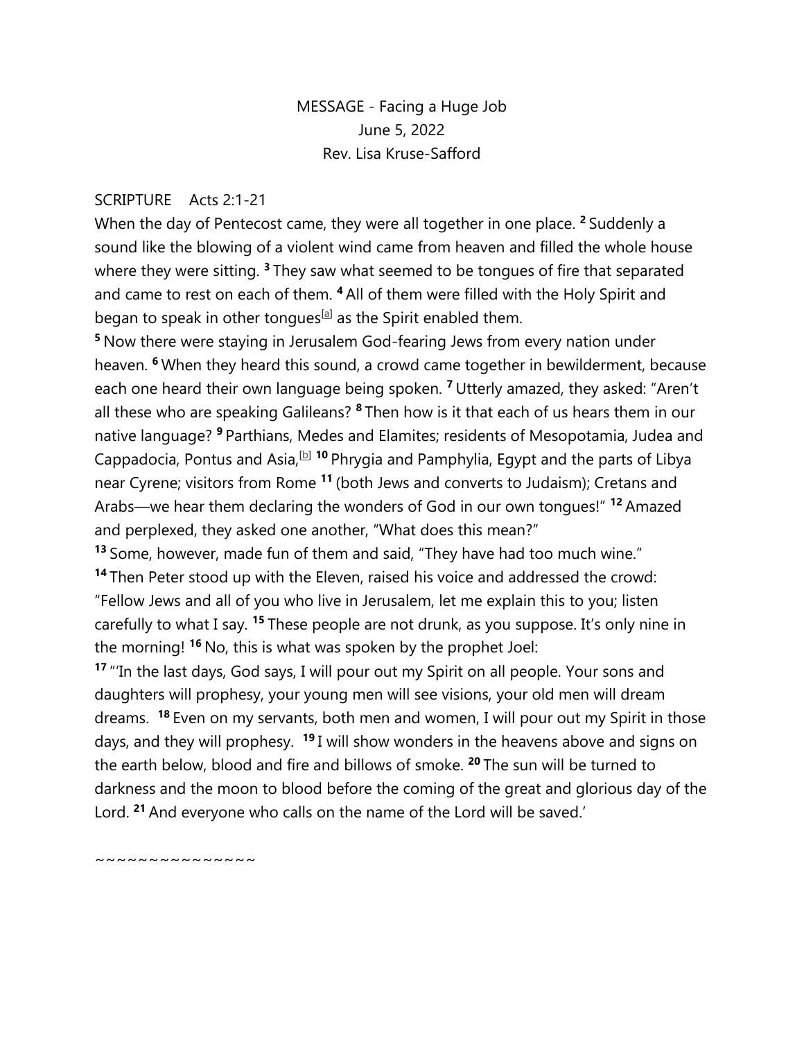MESSAGE - Facing a Huge Job
June 5, 2022
Rev. Lisa Kruse-Safford

SCRIPTURE Acts 2:1-21

When the day of Pentecost came, they were all together in one place. **2** Suddenly a sound like the blowing of a violent wind came from heaven and filled the whole house where they were sitting. **3** They saw what seemed to be tongues of fire that separated and came to rest on each of them. **4** All of them were filled with the Holy Spirit and began to speak in other tongues[a] as the Spirit enabled them.

**5** Now there were staying in Jerusalem God-fearing Jews from every nation under heaven. **6** When they heard this sound, a crowd came together in bewilderment, because each one heard their own language being spoken. **7** Utterly amazed, they asked: "Aren't all these who are speaking Galileans? **8** Then how is it that each of us hears them in our native language? **9** Parthians, Medes and Elamites; residents of Mesopotamia, Judea and Cappadocia, Pontus and Asia,[b] **10** Phrygia and Pamphylia, Egypt and the parts of Libya near Cyrene; visitors from Rome **11** (both Jews and converts to Judaism); Cretans and Arabs—we hear them declaring the wonders of God in our own tongues!" **12** Amazed and perplexed, they asked one another, "What does this mean?"

**13** Some, however, made fun of them and said, "They have had too much wine."

**14** Then Peter stood up with the Eleven, raised his voice and addressed the crowd: "Fellow Jews and all of you who live in Jerusalem, let me explain this to you; listen carefully to what I say. **15** These people are not drunk, as you suppose. It's only nine in the morning! **16** No, this is what was spoken by the prophet Joel:

**17** "'In the last days, God says, I will pour out my Spirit on all people. Your sons and daughters will prophesy, your young men will see visions, your old men will dream dreams. **18** Even on my servants, both men and women, I will pour out my Spirit in those days, and they will prophesy. **19** I will show wonders in the heavens above and signs on the earth below, blood and fire and billows of smoke. **20** The sun will be turned to darkness and the moon to blood before the coming of the great and glorious day of the Lord. **21** And everyone who calls on the name of the Lord will be saved.'

~~~~~~~~~~~~~~~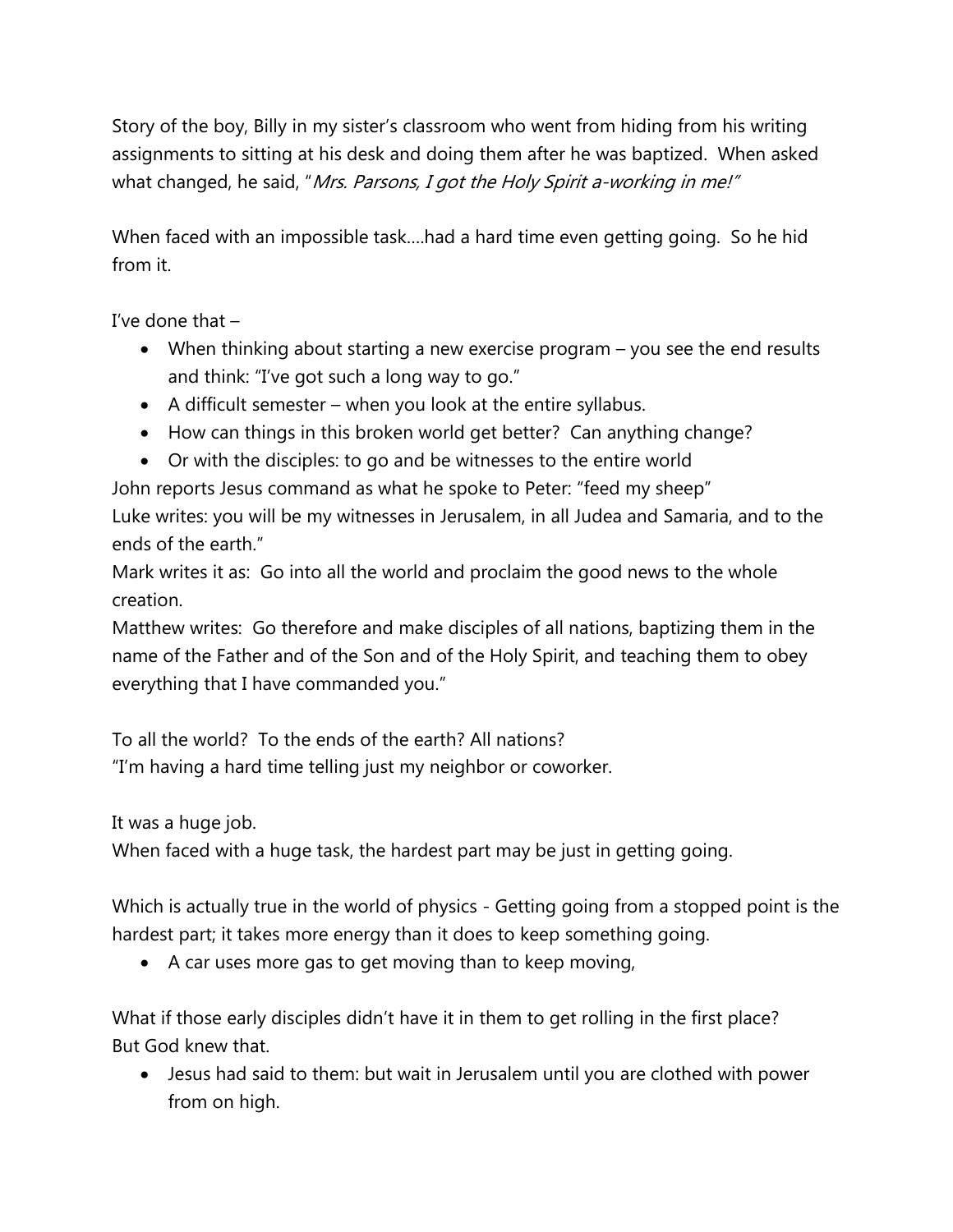Story of the boy, Billy in my sister's classroom who went from hiding from his writing assignments to sitting at his desk and doing them after he was baptized. When asked what changed, he said, "*Mrs. Parsons, I got the Holy Spirit a-working in me!*"

When faced with an impossible task....had a hard time even getting going. So he hid from it.

I've done that –

- When thinking about starting a new exercise program – you see the end results and think: "I've got such a long way to go."
- A difficult semester – when you look at the entire syllabus.
- How can things in this broken world get better? Can anything change?
- Or with the disciples: to go and be witnesses to the entire world

John reports Jesus command as what he spoke to Peter: "feed my sheep"
Luke writes: you will be my witnesses in Jerusalem, in all Judea and Samaria, and to the ends of the earth."
Mark writes it as: Go into all the world and proclaim the good news to the whole creation.
Matthew writes: Go therefore and make disciples of all nations, baptizing them in the name of the Father and of the Son and of the Holy Spirit, and teaching them to obey everything that I have commanded you."

To all the world? To the ends of the earth? All nations?
"I'm having a hard time telling just my neighbor or coworker.

It was a huge job.
When faced with a huge task, the hardest part may be just in getting going.

Which is actually true in the world of physics - Getting going from a stopped point is the hardest part; it takes more energy than it does to keep something going.

- A car uses more gas to get moving than to keep moving,

What if those early disciples didn't have it in them to get rolling in the first place?
But God knew that.

- Jesus had said to them: but wait in Jerusalem until you are clothed with power from on high.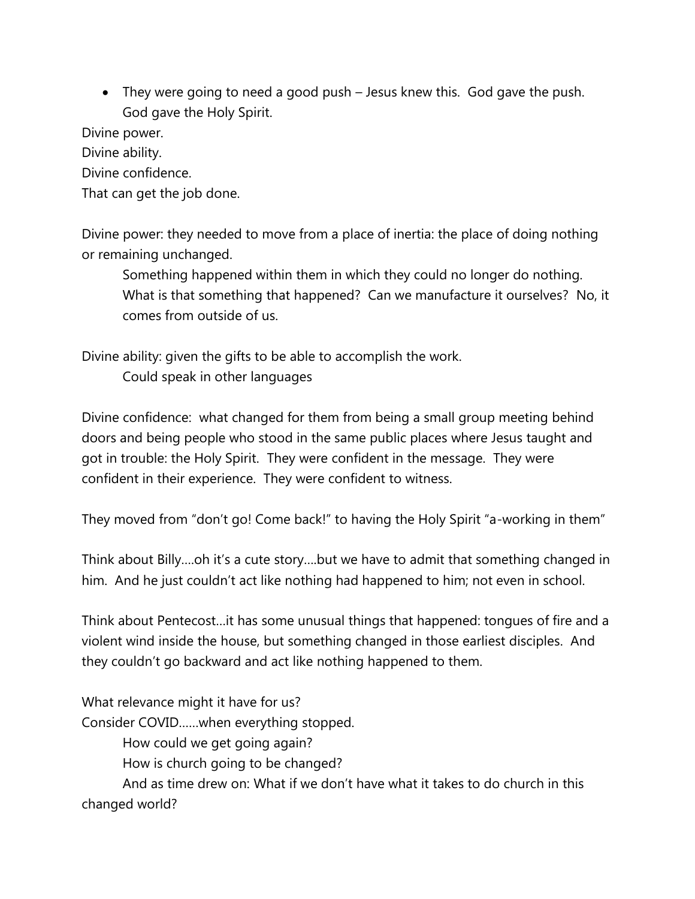- They were going to need a good push – Jesus knew this. God gave the push. God gave the Holy Spirit.

Divine power.
Divine ability.
Divine confidence.
That can get the job done.

Divine power: they needed to move from a place of inertia: the place of doing nothing or remaining unchanged.

> Something happened within them in which they could no longer do nothing. What is that something that happened? Can we manufacture it ourselves? No, it comes from outside of us.

Divine ability: given the gifts to be able to accomplish the work.

> Could speak in other languages

Divine confidence: what changed for them from being a small group meeting behind doors and being people who stood in the same public places where Jesus taught and got in trouble: the Holy Spirit. They were confident in the message. They were confident in their experience. They were confident to witness.

They moved from "don't go! Come back!" to having the Holy Spirit "a-working in them"

Think about Billy….oh it's a cute story….but we have to admit that something changed in him. And he just couldn't act like nothing had happened to him; not even in school.

Think about Pentecost…it has some unusual things that happened: tongues of fire and a violent wind inside the house, but something changed in those earliest disciples. And they couldn't go backward and act like nothing happened to them.

What relevance might it have for us?
Consider COVID……when everything stopped.

> How could we get going again?
> How is church going to be changed?
> And as time drew on: What if we don't have what it takes to do church in this changed world?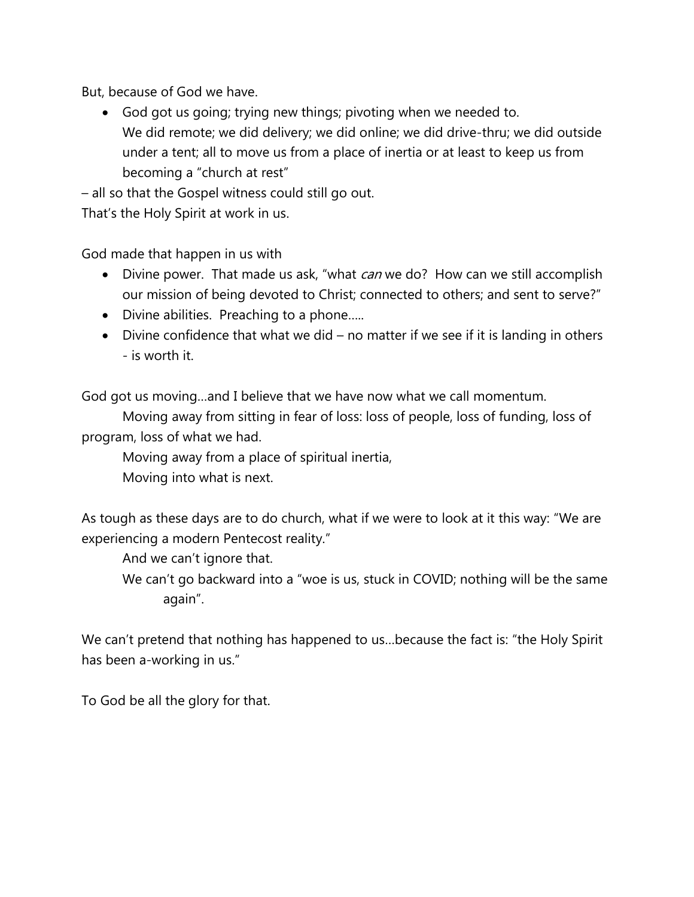But, because of God we have.

- God got us going; trying new things; pivoting when we needed to.
  We did remote; we did delivery; we did online; we did drive-thru; we did outside under a tent; all to move us from a place of inertia or at least to keep us from becoming a "church at rest"

– all so that the Gospel witness could still go out.
That's the Holy Spirit at work in us.

God made that happen in us with

- Divine power. That made us ask, "what *can* we do? How can we still accomplish our mission of being devoted to Christ; connected to others; and sent to serve?"
- Divine abilities. Preaching to a phone.....
- Divine confidence that what we did – no matter if we see if it is landing in others - is worth it.

God got us moving…and I believe that we have now what we call momentum.

Moving away from sitting in fear of loss: loss of people, loss of funding, loss of program, loss of what we had.

Moving away from a place of spiritual inertia,

Moving into what is next.

As tough as these days are to do church, what if we were to look at it this way: "We are experiencing a modern Pentecost reality."

And we can't ignore that.

We can't go backward into a "woe is us, stuck in COVID; nothing will be the same again".

We can't pretend that nothing has happened to us…because the fact is: "the Holy Spirit has been a-working in us."

To God be all the glory for that.